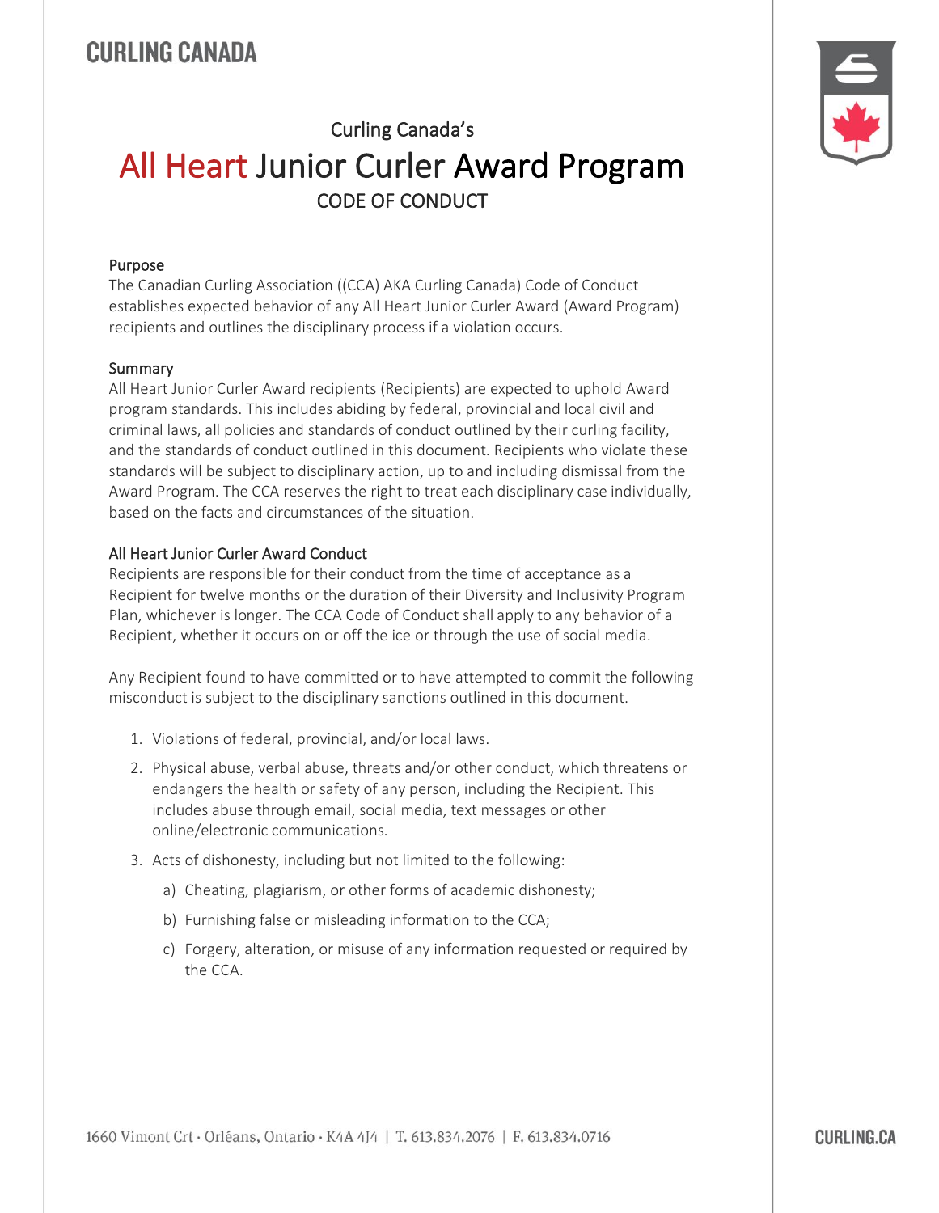Curling Canada's

# All Heart Junior Curler Award Program

## CODE OF CONDUCT

### Purpose

The Canadian Curling Association ((CCA) AKA Curling Canada) Code of Conduct establishes expected behavior of any All Heart Junior Curler Award (Award Program) recipients and outlines the disciplinary process if a violation occurs.

### Summary

All Heart Junior Curler Award recipients (Recipients) are expected to uphold Award program standards. This includes abiding by federal, provincial and local civil and criminal laws, all policies and standards of conduct outlined by their curling facility, and the standards of conduct outlined in this document. Recipients who violate these standards will be subject to disciplinary action, up to and including dismissal from the Award Program. The CCA reserves the right to treat each disciplinary case individually, based on the facts and circumstances of the situation.

### All Heart Junior Curler Award Conduct

Recipients are responsible for their conduct from the time of acceptance as a Recipient for twelve months or the duration of their Diversity and Inclusivity Program Plan, whichever is longer. The CCA Code of Conduct shall apply to any behavior of a Recipient, whether it occurs on or off the ice or through the use of social media.

Any Recipient found to have committed or to have attempted to commit the following misconduct is subject to the disciplinary sanctions outlined in this document.

1. Violations of federal, provincial, and/or local laws.
2. Physical abuse, verbal abuse, threats and/or other conduct, which threatens or endangers the health or safety of any person, including the Recipient. This includes abuse through email, social media, text messages or other online/electronic communications.
3. Acts of dishonesty, including but not limited to the following:
   a) Cheating, plagiarism, or other forms of academic dishonesty;
   b) Furnishing false or misleading information to the CCA;
   c) Forgery, alteration, or misuse of any information requested or required by the CCA.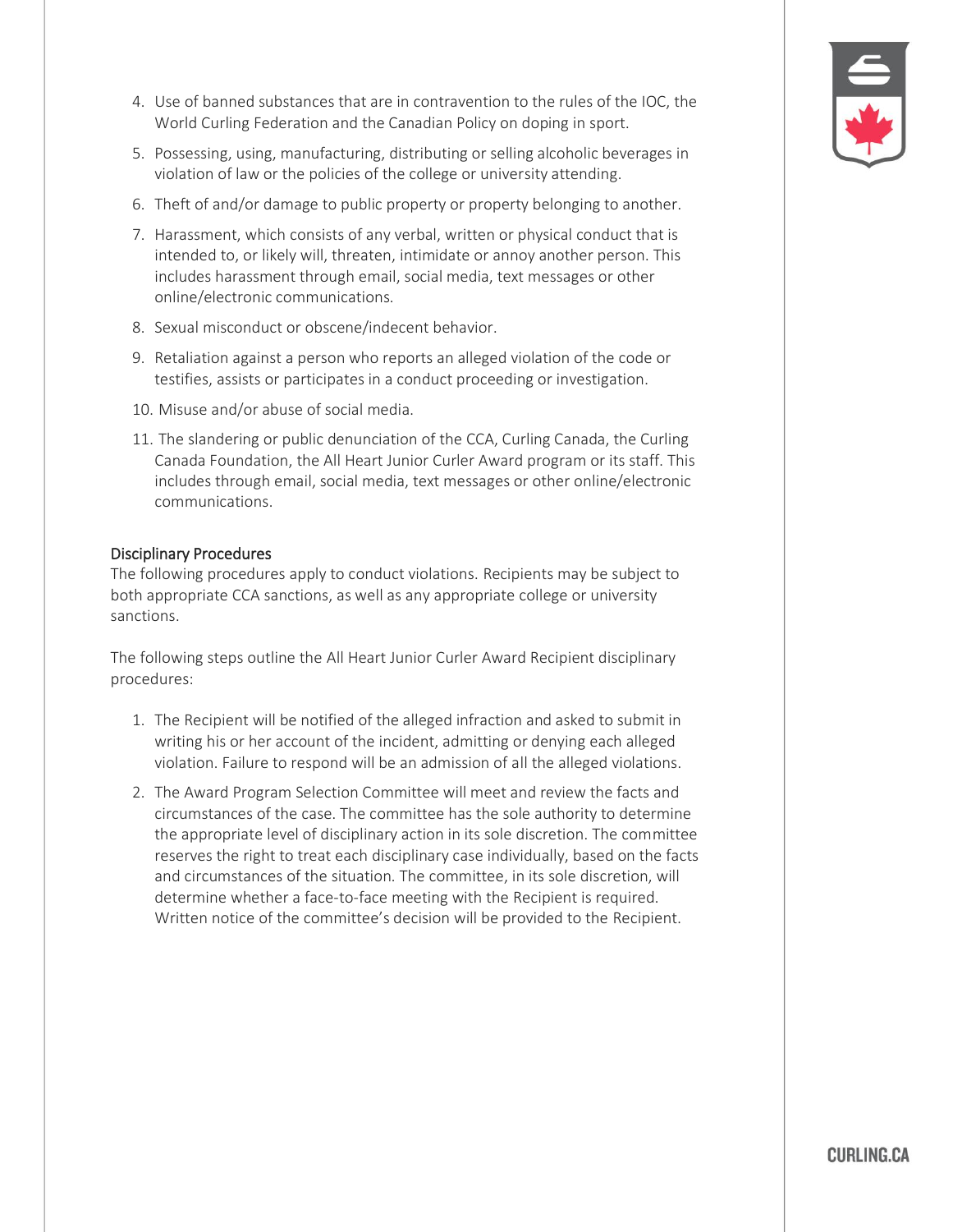4. Use of banned substances that are in contravention to the rules of the IOC, the World Curling Federation and the Canadian Policy on doping in sport.
5. Possessing, using, manufacturing, distributing or selling alcoholic beverages in violation of law or the policies of the college or university attending.
6. Theft of and/or damage to public property or property belonging to another.
7. Harassment, which consists of any verbal, written or physical conduct that is intended to, or likely will, threaten, intimidate or annoy another person. This includes harassment through email, social media, text messages or other online/electronic communications.
8. Sexual misconduct or obscene/indecent behavior.
9. Retaliation against a person who reports an alleged violation of the code or testifies, assists or participates in a conduct proceeding or investigation.
10. Misuse and/or abuse of social media.
11. The slandering or public denunciation of the CCA, Curling Canada, the Curling Canada Foundation, the All Heart Junior Curler Award program or its staff. This includes through email, social media, text messages or other online/electronic communications.

### Disciplinary Procedures

The following procedures apply to conduct violations. Recipients may be subject to both appropriate CCA sanctions, as well as any appropriate college or university sanctions.

The following steps outline the All Heart Junior Curler Award Recipient disciplinary procedures:

1. The Recipient will be notified of the alleged infraction and asked to submit in writing his or her account of the incident, admitting or denying each alleged violation. Failure to respond will be an admission of all the alleged violations.
2. The Award Program Selection Committee will meet and review the facts and circumstances of the case. The committee has the sole authority to determine the appropriate level of disciplinary action in its sole discretion. The committee reserves the right to treat each disciplinary case individually, based on the facts and circumstances of the situation. The committee, in its sole discretion, will determine whether a face-to-face meeting with the Recipient is required. Written notice of the committee's decision will be provided to the Recipient.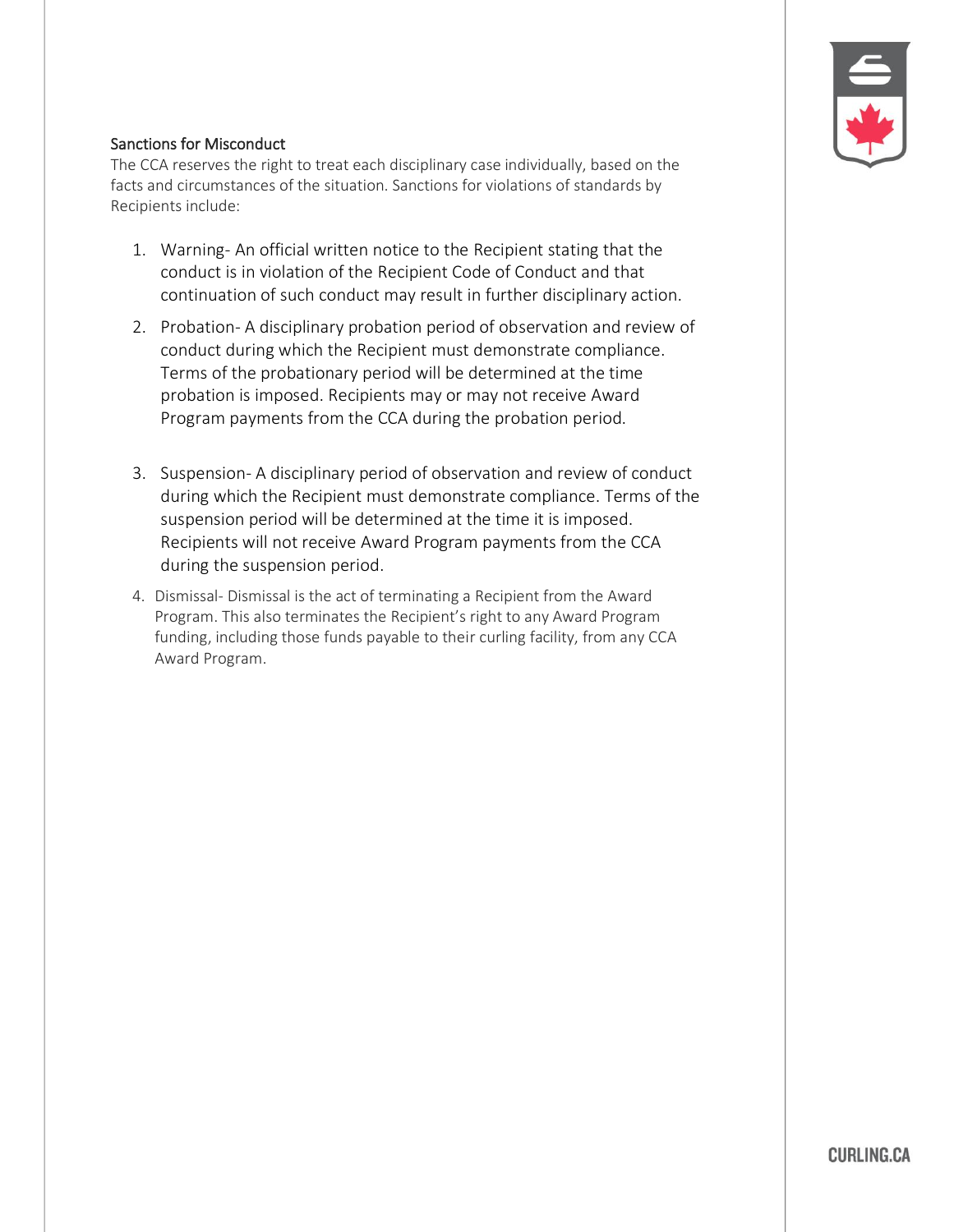## Sanctions for Misconduct

The CCA reserves the right to treat each disciplinary case individually, based on the facts and circumstances of the situation. Sanctions for violations of standards by Recipients include:

1. Warning- An official written notice to the Recipient stating that the conduct is in violation of the Recipient Code of Conduct and that continuation of such conduct may result in further disciplinary action.
2. Probation- A disciplinary probation period of observation and review of conduct during which the Recipient must demonstrate compliance. Terms of the probationary period will be determined at the time probation is imposed. Recipients may or may not receive Award Program payments from the CCA during the probation period.
3. Suspension- A disciplinary period of observation and review of conduct during which the Recipient must demonstrate compliance. Terms of the suspension period will be determined at the time it is imposed. Recipients will not receive Award Program payments from the CCA during the suspension period.
4. Dismissal- Dismissal is the act of terminating a Recipient from the Award Program. This also terminates the Recipient's right to any Award Program funding, including those funds payable to their curling facility, from any CCA Award Program.